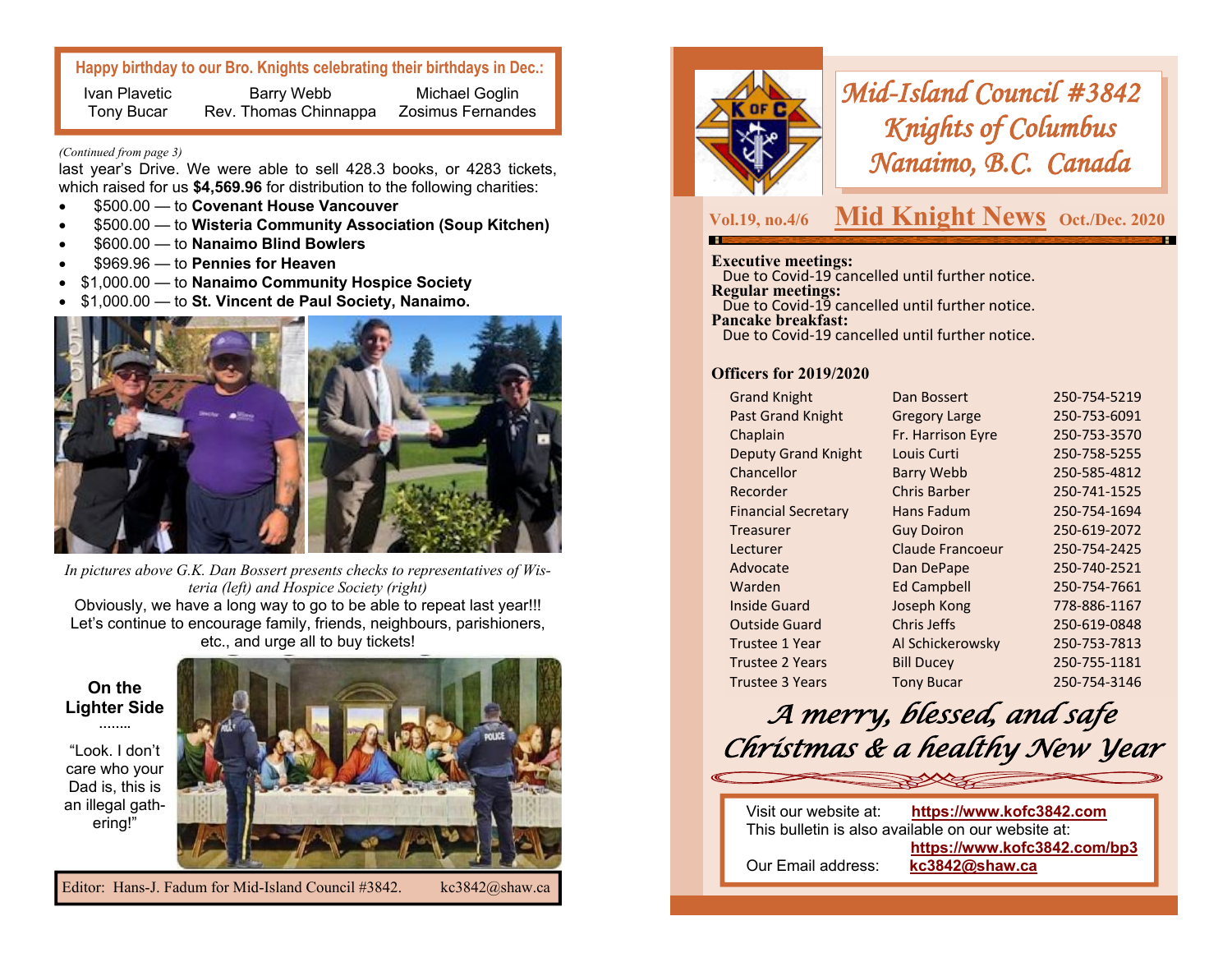**Happy birthday to our Bro. Knights celebrating their birthdays in Dec.:**

| | | |
|---|---|---|
| Ivan Plavetic | Barry Webb | Michael Goglin |
| Tony Bucar | Rev. Thomas Chinnappa | Zosimus Fernandes |

*(Continued from page 3)*
last year's Drive. We were able to sell 428.3 books, or 4283 tickets, which raised for us **$4,569.96** for distribution to the following charities:

- $500.00 — to **Covenant House Vancouver**
- $500.00 — to **Wisteria Community Association (Soup Kitchen)**
- $600.00 — to **Nanaimo Blind Bowlers**
- $969.96 — to **Pennies for Heaven**
- $1,000.00 — to **Nanaimo Community Hospice Society**
- $1,000.00 — to **St. Vincent de Paul Society, Nanaimo.**

*In pictures above G.K. Dan Bossert presents checks to representatives of Wisteria (left) and Hospice Society (right)*

Obviously, we have a long way to go to be able to repeat last year!!! Let's continue to encourage family, friends, neighbours, parishioners, etc., and urge all to buy tickets!

**On the Lighter Side**
……..

"Look. I don't care who your Dad is, this is an illegal gathering!"

Editor: Hans-J. Fadum for Mid-Island Council #3842. kc3842@shaw.ca

# *Mid-Island Council #3842 Knights of Columbus Nanaimo, B.C. Canada*

**Vol.19, no.4/6** — **Mid Knight News** — **Oct./Dec. 2020**

**Executive meetings:**
Due to Covid-19 cancelled until further notice.
**Regular meetings:**
Due to Covid-19 cancelled until further notice.
**Pancake breakfast:**
Due to Covid-19 cancelled until further notice.

**Officers for 2019/2020**

| Office | Name | Phone |
|---|---|---|
| Grand Knight | Dan Bossert | 250-754-5219 |
| Past Grand Knight | Gregory Large | 250-753-6091 |
| Chaplain | Fr. Harrison Eyre | 250-753-3570 |
| Deputy Grand Knight | Louis Curti | 250-758-5255 |
| Chancellor | Barry Webb | 250-585-4812 |
| Recorder | Chris Barber | 250-741-1525 |
| Financial Secretary | Hans Fadum | 250-754-1694 |
| Treasurer | Guy Doiron | 250-619-2072 |
| Lecturer | Claude Francoeur | 250-754-2425 |
| Advocate | Dan DePape | 250-740-2521 |
| Warden | Ed Campbell | 250-754-7661 |
| Inside Guard | Joseph Kong | 778-886-1167 |
| Outside Guard | Chris Jeffs | 250-619-0848 |
| Trustee 1 Year | Al Schickerowsky | 250-753-7813 |
| Trustee 2 Years | Bill Ducey | 250-755-1181 |
| Trustee 3 Years | Tony Bucar | 250-754-3146 |

*A merry, blessed, and safe Christmas & a healthy New Year*

Visit our website at: **https://www.kofc3842.com**
This bulletin is also available on our website at: **https://www.kofc3842.com/bp3**
Our Email address: **kc3842@shaw.ca**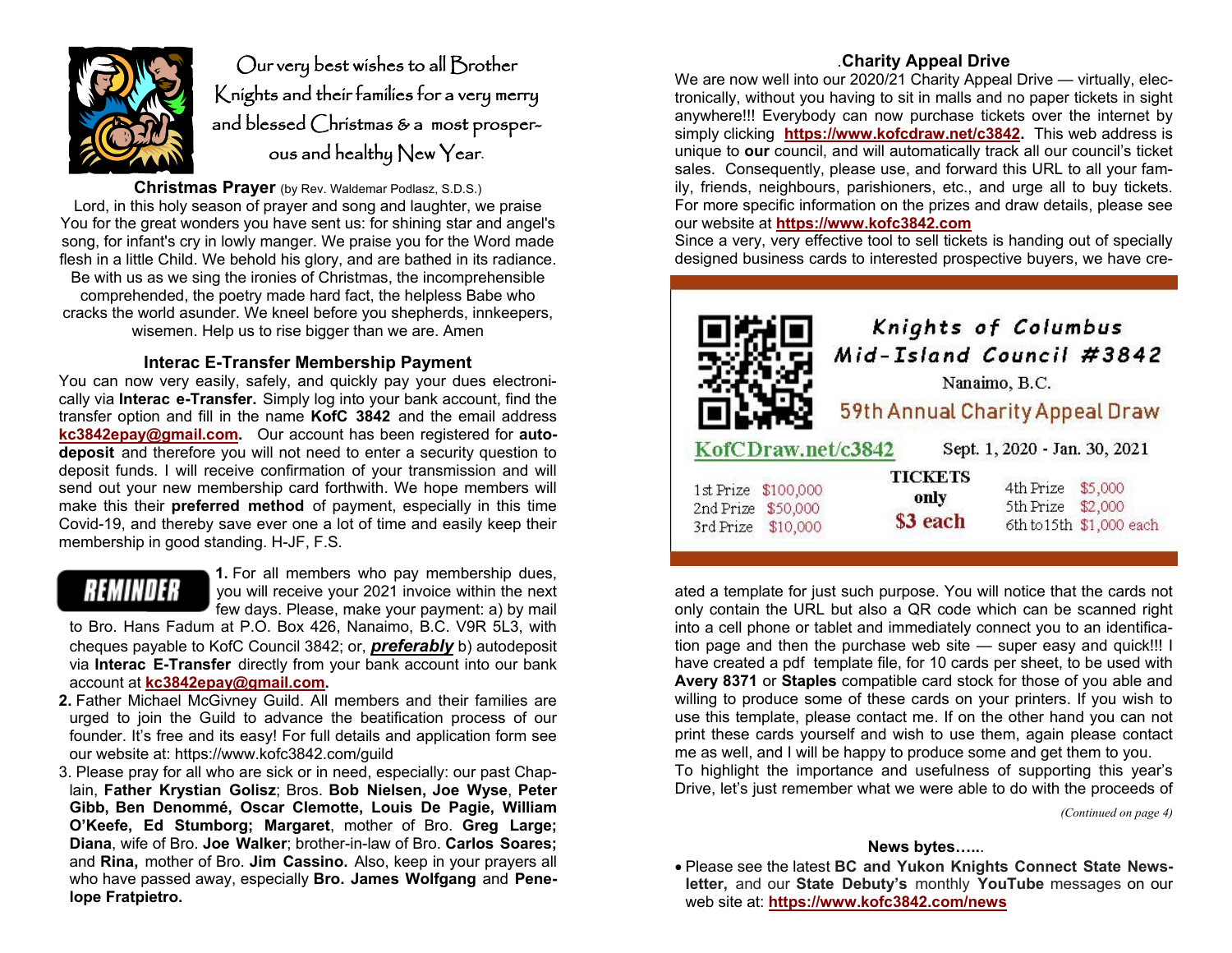Our very best wishes to all Brother Knights and their families for a very merry and blessed Christmas & a most prosperous and healthy New Year.

**Christmas Prayer** (by Rev. Waldemar Podlasz, S.D.S.)

Lord, in this holy season of prayer and song and laughter, we praise You for the great wonders you have sent us: for shining star and angel's song, for infant's cry in lowly manger. We praise you for the Word made flesh in a little Child. We behold his glory, and are bathed in its radiance. Be with us as we sing the ironies of Christmas, the incomprehensible comprehended, the poetry made hard fact, the helpless Babe who cracks the world asunder. We kneel before you shepherds, innkeepers, wisemen. Help us to rise bigger than we are. Amen

### Interac E-Transfer Membership Payment

You can now very easily, safely, and quickly pay your dues electronically via **Interac e-Transfer.** Simply log into your bank account, find the transfer option and fill in the name **KofC 3842** and the email address **kc3842epay@gmail.com.** Our account has been registered for **auto-deposit** and therefore you will not need to enter a security question to deposit funds. I will receive confirmation of your transmission and will send out your new membership card forthwith. We hope members will make this their **preferred method** of payment, especially in this time Covid-19, and thereby save ever one a lot of time and easily keep their membership in good standing. H-JF, F.S.

**REMINDER**

1. For all members who pay membership dues, you will receive your 2021 invoice within the next few days. Please, make your payment: a) by mail to Bro. Hans Fadum at P.O. Box 426, Nanaimo, B.C. V9R 5L3, with cheques payable to KofC Council 3842; or, ***preferably*** b) autodeposit via **Interac E-Transfer** directly from your bank account into our bank account at **kc3842epay@gmail.com.**
2. Father Michael McGivney Guild. All members and their families are urged to join the Guild to advance the beatification process of our founder. It's free and its easy! For full details and application form see our website at: https://www.kofc3842.com/guild
3. Please pray for all who are sick or in need, especially: our past Chaplain, **Father Krystian Golisz**; Bros. **Bob Nielsen, Joe Wyse**, **Peter Gibb, Ben Denommé, Oscar Clemotte, Louis De Pagie, William O'Keefe, Ed Stumborg; Margaret**, mother of Bro. **Greg Large; Diana**, wife of Bro. **Joe Walker**; brother-in-law of Bro. **Carlos Soares;** and **Rina,** mother of Bro. **Jim Cassino.** Also, keep in your prayers all who have passed away, especially **Bro. James Wolfgang** and **Penelope Fratpietro.**

### Charity Appeal Drive

We are now well into our 2020/21 Charity Appeal Drive — virtually, electronically, without you having to sit in malls and no paper tickets in sight anywhere!!! Everybody can now purchase tickets over the internet by simply clicking **https://www.kofcdraw.net/c3842.** This web address is unique to **our** council, and will automatically track all our council's ticket sales. Consequently, please use, and forward this URL to all your family, friends, neighbours, parishioners, etc., and urge all to buy tickets. For more specific information on the prizes and draw details, please see our website at **https://www.kofc3842.com**

Since a very, very effective tool to sell tickets is handing out of specially designed business cards to interested prospective buyers, we have cre-

Knights of Columbus
Mid-Island Council #3842
Nanaimo, B.C.
59th Annual Charity Appeal Draw
KofCDraw.net/c3842
Sept. 1, 2020 - Jan. 30, 2021
1st Prize $100,000
2nd Prize $50,000
3rd Prize $10,000
TICKETS only $3 each
4th Prize $5,000
5th Prize $2,000
6th to 15th $1,000 each

ated a template for just such purpose. You will notice that the cards not only contain the URL but also a QR code which can be scanned right into a cell phone or tablet and immediately connect you to an identification page and then the purchase web site — super easy and quick!!! I have created a pdf template file, for 10 cards per sheet, to be used with **Avery 8371** or **Staples** compatible card stock for those of you able and willing to produce some of these cards on your printers. If you wish to use this template, please contact me. If on the other hand you can not print these cards yourself and wish to use them, again please contact me as well, and I will be happy to produce some and get them to you.

To highlight the importance and usefulness of supporting this year's Drive, let's just remember what we were able to do with the proceeds of

*(Continued on page 4)*

### News bytes…...

- Please see the latest **BC and Yukon Knights Connect State Newsletter,** and our **State Debuty's** monthly **YouTube** messages on our web site at: **https://www.kofc3842.com/news**